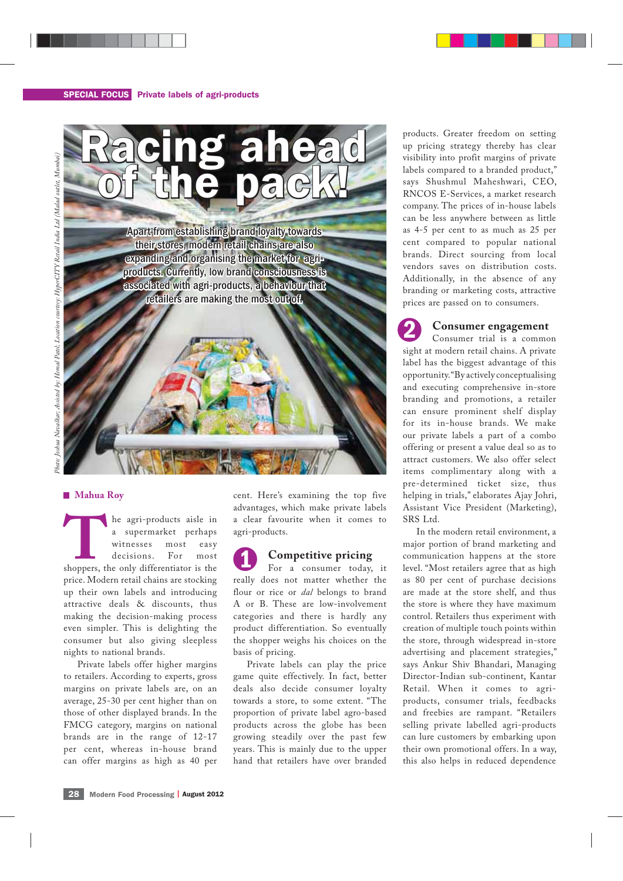SPECIAL FOCUS **Private labels of agri-products**

# Racing ahead of the pack!

**Apart from establishing brand loyalty towards their stores, modern retail chains are also expanding and organising the market for agri-products. Currently, low brand consciousness is associated with agri-products, a behaviour that retailers are making the most out of.**

*Photo: Joshua Navalkar; Assisted by: Hemal Patil; Location courtesy: HyperCITY Retail India Ltd (Malad outlet, Mumbai)*

**Mahua Roy**

The agri-products aisle in a supermarket perhaps witnesses most easy decisions. For most shoppers, the only differentiator is the price. Modern retail chains are stocking up their own labels and introducing attractive deals & discounts, thus making the decision-making process even simpler. This is delighting the consumer but also giving sleepless nights to national brands.

Private labels offer higher margins to retailers. According to experts, gross margins on private labels are, on an average, 25-30 per cent higher than on those of other displayed brands. In the FMCG category, margins on national brands are in the range of 12-17 per cent, whereas in-house brand can offer margins as high as 40 per cent. Here's examining the top five advantages, which make private labels a clear favourite when it comes to agri-products.

## 1 Competitive pricing

For a consumer today, it really does not matter whether the flour or rice or *dal* belongs to brand A or B. These are low-involvement categories and there is hardly any product differentiation. So eventually the shopper weighs his choices on the basis of pricing.

Private labels can play the price game quite effectively. In fact, better deals also decide consumer loyalty towards a store, to some extent. "The proportion of private label agro-based products across the globe has been growing steadily over the past few years. This is mainly due to the upper hand that retailers have over branded products. Greater freedom on setting up pricing strategy thereby has clear visibility into profit margins of private labels compared to a branded product," says Shushmul Maheshwari, CEO, RNCOS E-Services, a market research company. The prices of in-house labels can be less anywhere between as little as 4-5 per cent to as much as 25 per cent compared to popular national brands. Direct sourcing from local vendors saves on distribution costs. Additionally, in the absence of any branding or marketing costs, attractive prices are passed on to consumers.

## 2 Consumer engagement

Consumer trial is a common sight at modern retail chains. A private label has the biggest advantage of this opportunity. "By actively conceptualising and executing comprehensive in-store branding and promotions, a retailer can ensure prominent shelf display for its in-house brands. We make our private labels a part of a combo offering or present a value deal so as to attract customers. We also offer select items complimentary along with a pre-determined ticket size, thus helping in trials," elaborates Ajay Johri, Assistant Vice President (Marketing), SRS Ltd.

In the modern retail environment, a major portion of brand marketing and communication happens at the store level. "Most retailers agree that as high as 80 per cent of purchase decisions are made at the store shelf, and thus the store is where they have maximum control. Retailers thus experiment with creation of multiple touch points within the store, through widespread in-store advertising and placement strategies," says Ankur Shiv Bhandari, Managing Director-Indian sub-continent, Kantar Retail. When it comes to agri-products, consumer trials, feedbacks and freebies are rampant. "Retailers selling private labelled agri-products can lure customers by embarking upon their own promotional offers. In a way, this also helps in reduced dependence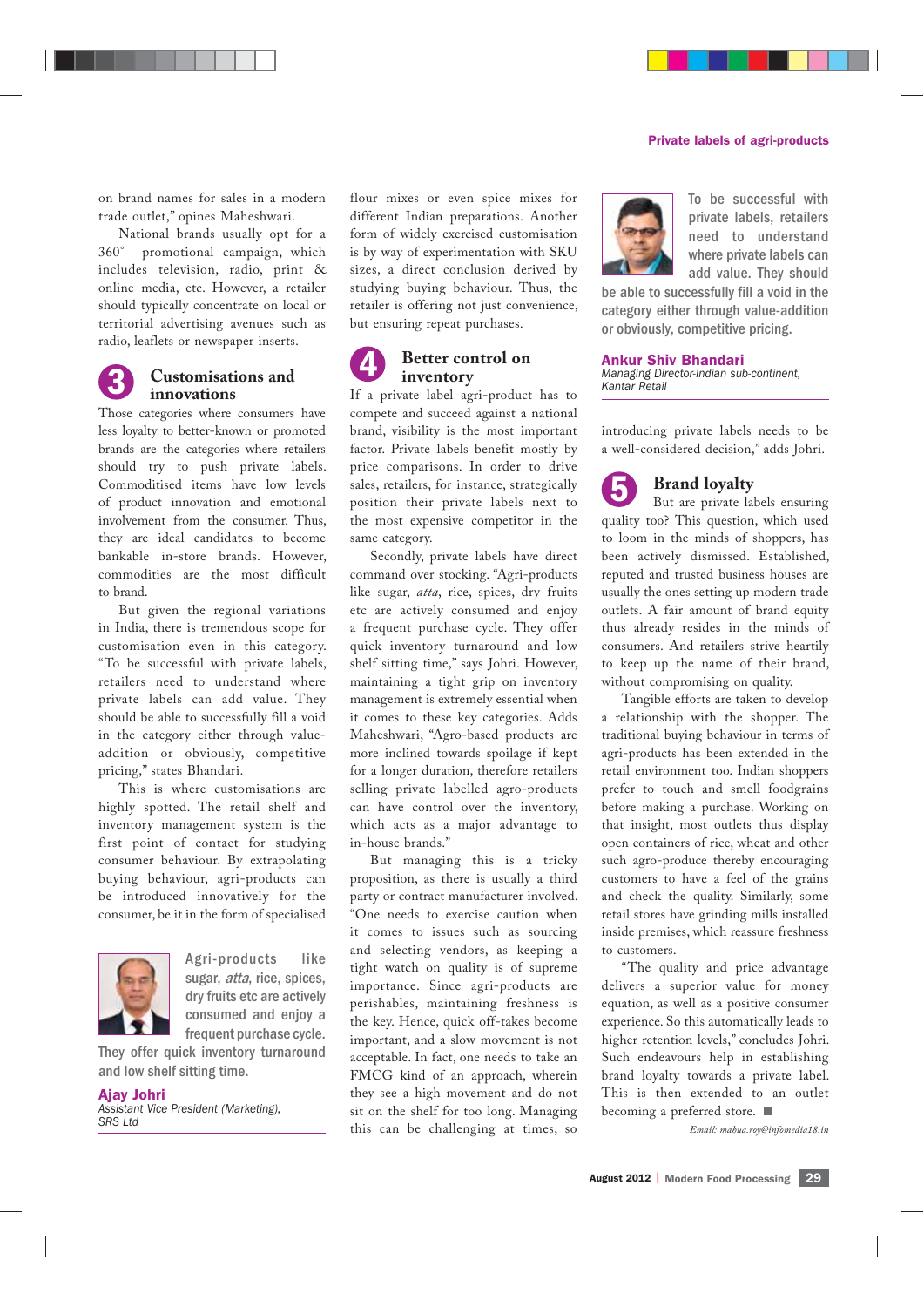on brand names for sales in a modern trade outlet," opines Maheshwari.

National brands usually opt for a 360° promotional campaign, which includes television, radio, print & online media, etc. However, a retailer should typically concentrate on local or territorial advertising avenues such as radio, leaflets or newspaper inserts.

## 3 Customisations and innovations

Those categories where consumers have less loyalty to better-known or promoted brands are the categories where retailers should try to push private labels. Commoditised items have low levels of product innovation and emotional involvement from the consumer. Thus, they are ideal candidates to become bankable in-store brands. However, commodities are the most difficult to brand.

But given the regional variations in India, there is tremendous scope for customisation even in this category. "To be successful with private labels, retailers need to understand where private labels can add value. They should be able to successfully fill a void in the category either through value-addition or obviously, competitive pricing," states Bhandari.

This is where customisations are highly spotted. The retail shelf and inventory management system is the first point of contact for studying consumer behaviour. By extrapolating buying behaviour, agri-products can be introduced innovatively for the consumer, be it in the form of specialised flour mixes or even spice mixes for different Indian preparations. Another form of widely exercised customisation is by way of experimentation with SKU sizes, a direct conclusion derived by studying buying behaviour. Thus, the retailer is offering not just convenience, but ensuring repeat purchases.

> Agri-products like sugar, *atta*, rice, spices, dry fruits etc are actively consumed and enjoy a frequent purchase cycle. They offer quick inventory turnaround and low shelf sitting time.
>
> **Ajay Johri**
> *Assistant Vice President (Marketing), SRS Ltd*

## 4 Better control on inventory

If a private label agri-product has to compete and succeed against a national brand, visibility is the most important factor. Private labels benefit mostly by price comparisons. In order to drive sales, retailers, for instance, strategically position their private labels next to the most expensive competitor in the same category.

Secondly, private labels have direct command over stocking. "Agri-products like sugar, *atta*, rice, spices, dry fruits etc are actively consumed and enjoy a frequent purchase cycle. They offer quick inventory turnaround and low shelf sitting time," says Johri. However, maintaining a tight grip on inventory management is extremely essential when it comes to these key categories. Adds Maheshwari, "Agro-based products are more inclined towards spoilage if kept for a longer duration, therefore retailers selling private labelled agro-products can have control over the inventory, which acts as a major advantage to in-house brands."

But managing this is a tricky proposition, as there is usually a third party or contract manufacturer involved. "One needs to exercise caution when it comes to issues such as sourcing and selecting vendors, as keeping a tight watch on quality is of supreme importance. Since agri-products are perishables, maintaining freshness is the key. Hence, quick off-takes become important, and a slow movement is not acceptable. In fact, one needs to take an FMCG kind of an approach, wherein they see a high movement and do not sit on the shelf for too long. Managing this can be challenging at times, so introducing private labels needs to be a well-considered decision," adds Johri.

> To be successful with private labels, retailers need to understand where private labels can add value. They should be able to successfully fill a void in the category either through value-addition or obviously, competitive pricing.
>
> **Ankur Shiv Bhandari**
> *Managing Director-Indian sub-continent, Kantar Retail*

## 5 Brand loyalty

But are private labels ensuring quality too? This question, which used to loom in the minds of shoppers, has been actively dismissed. Established, reputed and trusted business houses are usually the ones setting up modern trade outlets. A fair amount of brand equity thus already resides in the minds of consumers. And retailers strive heartily to keep up the name of their brand, without compromising on quality.

Tangible efforts are taken to develop a relationship with the shopper. The traditional buying behaviour in terms of agri-products has been extended in the retail environment too. Indian shoppers prefer to touch and smell foodgrains before making a purchase. Working on that insight, most outlets thus display open containers of rice, wheat and other such agro-produce thereby encouraging customers to have a feel of the grains and check the quality. Similarly, some retail stores have grinding mills installed inside premises, which reassure freshness to customers.

"The quality and price advantage delivers a superior value for money equation, as well as a positive consumer experience. So this automatically leads to higher retention levels," concludes Johri. Such endeavours help in establishing brand loyalty towards a private label. This is then extended to an outlet becoming a preferred store. ■

*Email: mahua.roy@infomedia18.in*